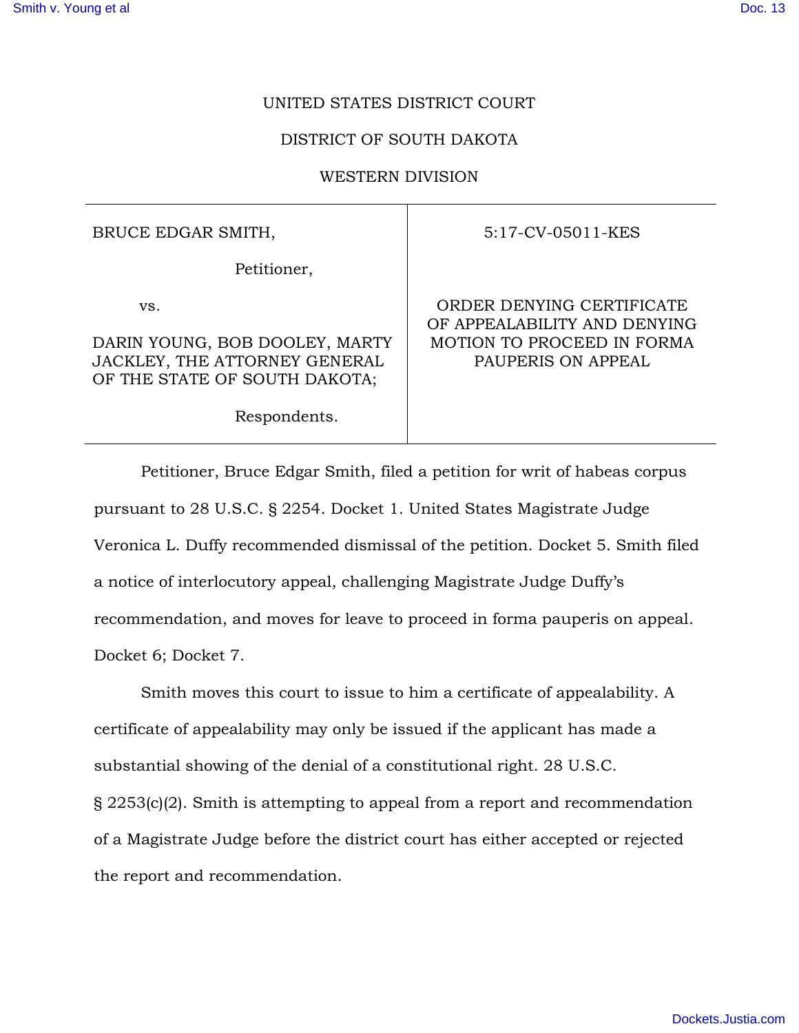UNITED STATES DISTRICT COURT

DISTRICT OF SOUTH DAKOTA

WESTERN DIVISION

| BRUCE EDGAR SMITH,<br><br>Petitioner,<br><br>vs.<br><br>DARIN YOUNG, BOB DOOLEY, MARTY JACKLEY, THE ATTORNEY GENERAL OF THE STATE OF SOUTH DAKOTA;<br><br>Respondents. | 5:17-CV-05011-KES<br><br>ORDER DENYING CERTIFICATE OF APPEALABILITY AND DENYING MOTION TO PROCEED IN FORMA PAUPERIS ON APPEAL |
|---|---|

Petitioner, Bruce Edgar Smith, filed a petition for writ of habeas corpus pursuant to 28 U.S.C. § 2254. Docket 1. United States Magistrate Judge Veronica L. Duffy recommended dismissal of the petition. Docket 5. Smith filed a notice of interlocutory appeal, challenging Magistrate Judge Duffy's recommendation, and moves for leave to proceed in forma pauperis on appeal. Docket 6; Docket 7.

Smith moves this court to issue to him a certificate of appealability. A certificate of appealability may only be issued if the applicant has made a substantial showing of the denial of a constitutional right. 28 U.S.C. § 2253(c)(2). Smith is attempting to appeal from a report and recommendation of a Magistrate Judge before the district court has either accepted or rejected the report and recommendation.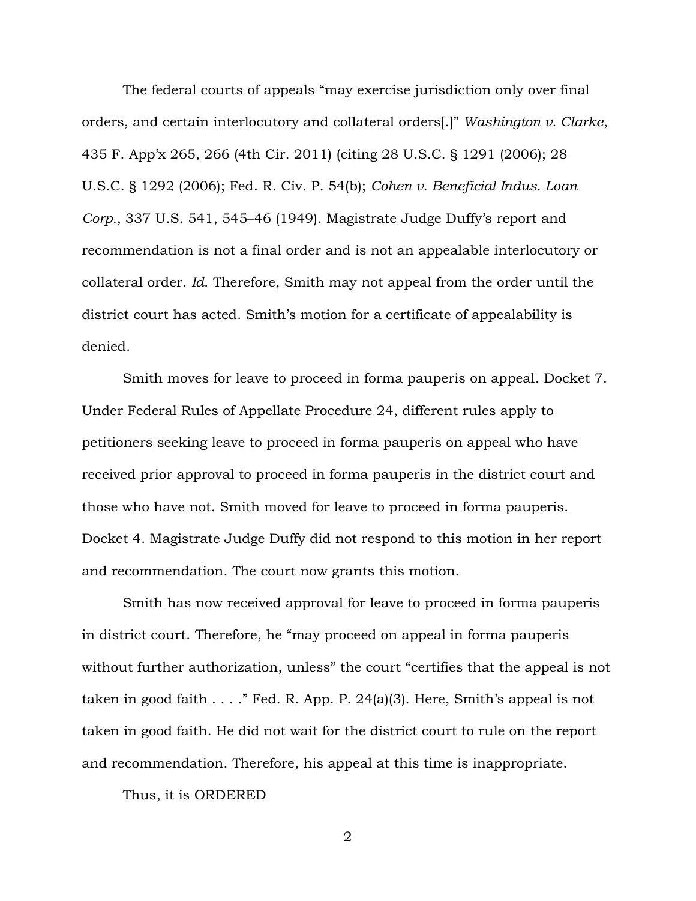The federal courts of appeals "may exercise jurisdiction only over final orders, and certain interlocutory and collateral orders[.]" *Washington v. Clarke*, 435 F. App'x 265, 266 (4th Cir. 2011) (citing 28 U.S.C. § 1291 (2006); 28 U.S.C. § 1292 (2006); Fed. R. Civ. P. 54(b); *Cohen v. Beneficial Indus. Loan Corp.*, 337 U.S. 541, 545–46 (1949). Magistrate Judge Duffy's report and recommendation is not a final order and is not an appealable interlocutory or collateral order. *Id.* Therefore, Smith may not appeal from the order until the district court has acted. Smith's motion for a certificate of appealability is denied.

Smith moves for leave to proceed in forma pauperis on appeal. Docket 7. Under Federal Rules of Appellate Procedure 24, different rules apply to petitioners seeking leave to proceed in forma pauperis on appeal who have received prior approval to proceed in forma pauperis in the district court and those who have not. Smith moved for leave to proceed in forma pauperis. Docket 4. Magistrate Judge Duffy did not respond to this motion in her report and recommendation. The court now grants this motion.

Smith has now received approval for leave to proceed in forma pauperis in district court. Therefore, he "may proceed on appeal in forma pauperis without further authorization, unless" the court "certifies that the appeal is not taken in good faith . . . ." Fed. R. App. P. 24(a)(3). Here, Smith's appeal is not taken in good faith. He did not wait for the district court to rule on the report and recommendation. Therefore, his appeal at this time is inappropriate.

Thus, it is ORDERED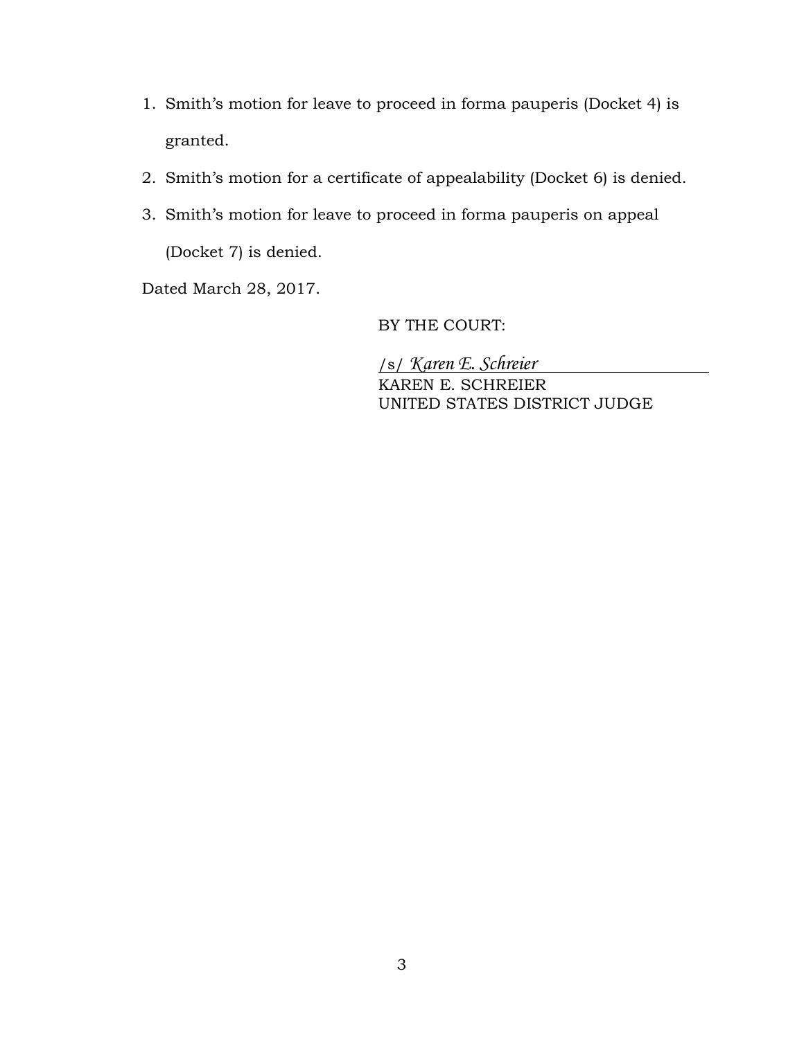1. Smith's motion for leave to proceed in forma pauperis (Docket 4) is granted.
2. Smith's motion for a certificate of appealability (Docket 6) is denied.
3. Smith's motion for leave to proceed in forma pauperis on appeal (Docket 7) is denied.

Dated March 28, 2017.

BY THE COURT:

/s/ *Karen E. Schreier*
KAREN E. SCHREIER
UNITED STATES DISTRICT JUDGE